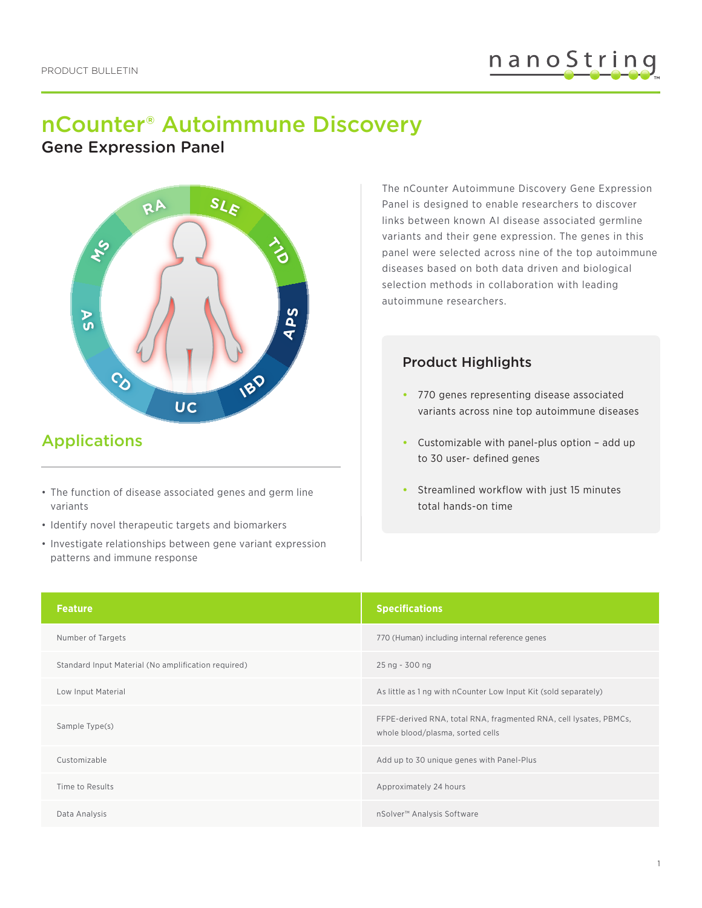PRODUCT BULLETIN

# nCounter® Autoimmune Discovery

## Gene Expression Panel

The nCounter Autoimmune Discovery Gene Expression Panel is designed to enable researchers to discover links between known AI disease associated germline variants and their gene expression. The genes in this panel were selected across nine of the top autoimmune diseases based on both data driven and biological selection methods in collaboration with leading autoimmune researchers.

### Product Highlights

- 770 genes representing disease associated variants across nine top autoimmune diseases
- Customizable with panel-plus option – add up to 30 user- defined genes
- Streamlined workflow with just 15 minutes total hands-on time

## Applications

- The function of disease associated genes and germ line variants
- Identify novel therapeutic targets and biomarkers
- Investigate relationships between gene variant expression patterns and immune response

| Feature | Specifications |
| --- | --- |
| Number of Targets | 770 (Human) including internal reference genes |
| Standard Input Material (No amplification required) | 25 ng - 300 ng |
| Low Input Material | As little as 1 ng with nCounter Low Input Kit (sold separately) |
| Sample Type(s) | FFPE-derived RNA, total RNA, fragmented RNA, cell lysates, PBMCs, whole blood/plasma, sorted cells |
| Customizable | Add up to 30 unique genes with Panel-Plus |
| Time to Results | Approximately 24 hours |
| Data Analysis | nSolver™ Analysis Software |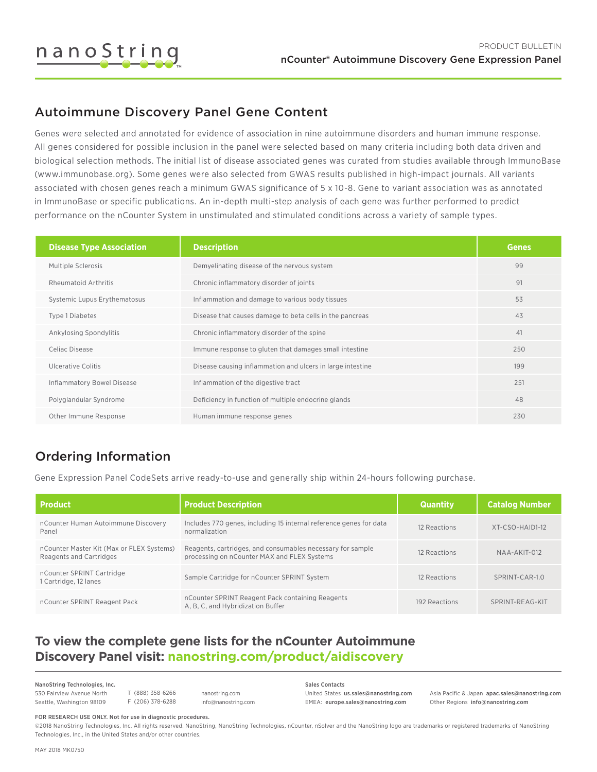## Autoimmune Discovery Panel Gene Content

Genes were selected and annotated for evidence of association in nine autoimmune disorders and human immune response. All genes considered for possible inclusion in the panel were selected based on many criteria including both data driven and biological selection methods. The initial list of disease associated genes was curated from studies available through ImmunoBase (www.immunobase.org). Some genes were also selected from GWAS results published in high-impact journals. All variants associated with chosen genes reach a minimum GWAS significance of 5 x 10-8. Gene to variant association was as annotated in ImmunoBase or specific publications. An in-depth multi-step analysis of each gene was further performed to predict performance on the nCounter System in unstimulated and stimulated conditions across a variety of sample types.

| Disease Type Association | Description | Genes |
|---|---|---|
| Multiple Sclerosis | Demyelinating disease of the nervous system | 99 |
| Rheumatoid Arthritis | Chronic inflammatory disorder of joints | 91 |
| Systemic Lupus Erythematosus | Inflammation and damage to various body tissues | 53 |
| Type 1 Diabetes | Disease that causes damage to beta cells in the pancreas | 43 |
| Ankylosing Spondylitis | Chronic inflammatory disorder of the spine | 41 |
| Celiac Disease | Immune response to gluten that damages small intestine | 250 |
| Ulcerative Colitis | Disease causing inflammation and ulcers in large intestine | 199 |
| Inflammatory Bowel Disease | Inflammation of the digestive tract | 251 |
| Polyglandular Syndrome | Deficiency in function of multiple endocrine glands | 48 |
| Other Immune Response | Human immune response genes | 230 |

## Ordering Information

Gene Expression Panel CodeSets arrive ready-to-use and generally ship within 24-hours following purchase.

| Product | Product Description | Quantity | Catalog Number |
|---|---|---|---|
| nCounter Human Autoimmune Discovery Panel | Includes 770 genes, including 15 internal reference genes for data normalization | 12 Reactions | XT-CSO-HAID1-12 |
| nCounter Master Kit (Max or FLEX Systems) Reagents and Cartridges | Reagents, cartridges, and consumables necessary for sample processing on nCounter MAX and FLEX Systems | 12 Reactions | NAA-AKIT-012 |
| nCounter SPRINT Cartridge 1 Cartridge, 12 lanes | Sample Cartridge for nCounter SPRINT System | 12 Reactions | SPRINT-CAR-1.0 |
| nCounter SPRINT Reagent Pack | nCounter SPRINT Reagent Pack containing Reagents A, B, C, and Hybridization Buffer | 192 Reactions | SPRINT-REAG-KIT |

**To view the complete gene lists for the nCounter Autoimmune Discovery Panel visit: nanostring.com/product/aidiscovery**

**NanoString Technologies, Inc.**
530 Fairview Avenue North
Seattle, Washington 98109

T (888) 358-6266
F (206) 378-6288

nanostring.com
info@nanostring.com

**Sales Contacts**
United States **us.sales@nanostring.com**
EMEA: **europe.sales@nanostring.com**
Asia Pacific & Japan **apac.sales@nanostring.com**
Other Regions **info@nanostring.com**

**FOR RESEARCH USE ONLY. Not for use in diagnostic procedures.**

©2018 NanoString Technologies, Inc. All rights reserved. NanoString, NanoString Technologies, nCounter, nSolver and the NanoString logo are trademarks or registered trademarks of NanoString Technologies, Inc., in the United States and/or other countries.

MAY 2018 MK0750